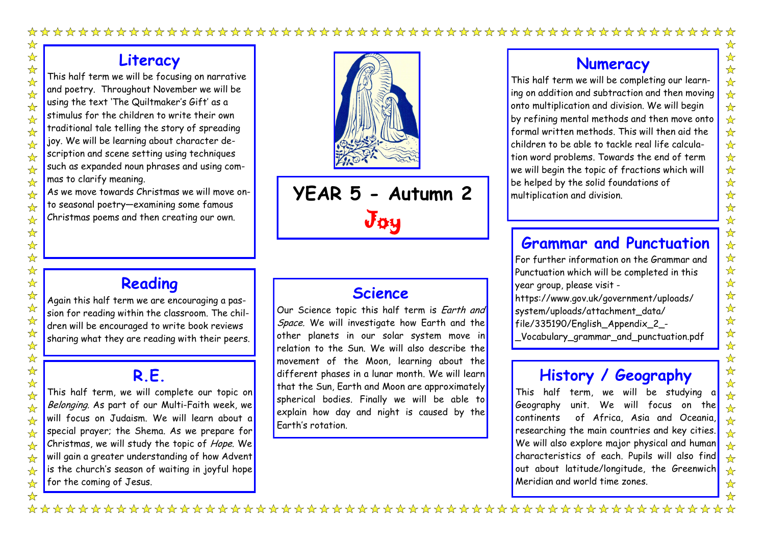# YEAR 5 - Autumn 2

## Joy

## Literacy

This half term we will be focusing on narrative and poetry. Throughout November we will be using the text 'The Quiltmaker's Gift' as a stimulus for the children to write their own traditional tale telling the story of spreading joy. We will be learning about character description and scene setting using techniques such as expanded noun phrases and using commas to clarify meaning.

As we move towards Christmas we will move onto seasonal poetry—examining some famous Christmas poems and then creating our own.

## Reading

Again this half term we are encouraging a passion for reading within the classroom. The children will be encouraged to write book reviews sharing what they are reading with their peers.

## R.E.

This half term, we will complete our topic on *Belonging*. As part of our Multi-Faith week, we will focus on Judaism. We will learn about a special prayer; the Shema. As we prepare for Christmas, we will study the topic of *Hope*. We will gain a greater understanding of how Advent is the church's season of waiting in joyful hope for the coming of Jesus.

## Science

Our Science topic this half term is *Earth and Space*. We will investigate how Earth and the other planets in our solar system move in relation to the Sun. We will also describe the movement of the Moon, learning about the different phases in a lunar month. We will learn that the Sun, Earth and Moon are approximately spherical bodies. Finally we will be able to explain how day and night is caused by the Earth's rotation.

## Numeracy

This half term we will be completing our learning on addition and subtraction and then moving onto multiplication and division. We will begin by refining mental methods and then move onto formal written methods. This will then aid the children to be able to tackle real life calculation word problems. Towards the end of term we will begin the topic of fractions which will be helped by the solid foundations of multiplication and division.

## Grammar and Punctuation

For further information on the Grammar and Punctuation which will be completed in this year group, please visit - https://www.gov.uk/government/uploads/system/uploads/attachment_data/file/335190/English_Appendix_2_-_Vocabulary_grammar_and_punctuation.pdf

## History / Geography

This half term, we will be studying a Geography unit. We will focus on the continents of Africa, Asia and Oceania, researching the main countries and key cities. We will also explore major physical and human characteristics of each. Pupils will also find out about latitude/longitude, the Greenwich Meridian and world time zones.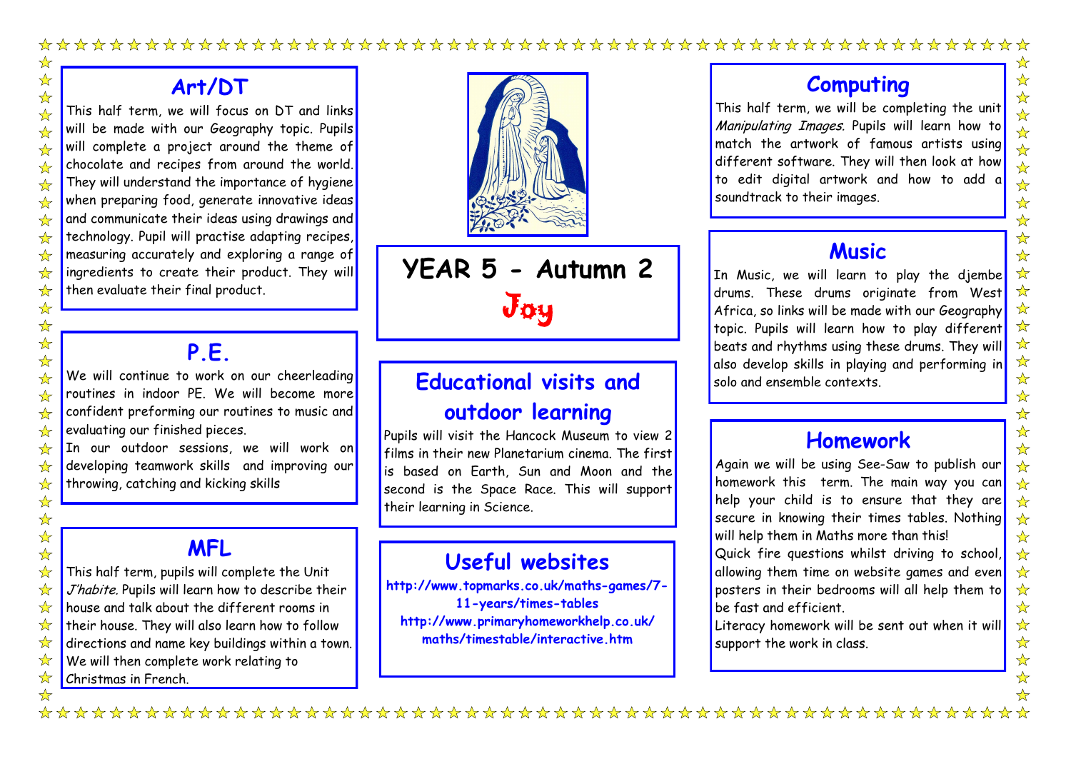# YEAR 5 - Autumn 2

## Joy

## Art/DT

This half term, we will focus on DT and links will be made with our Geography topic. Pupils will complete a project around the theme of chocolate and recipes from around the world. They will understand the importance of hygiene when preparing food, generate innovative ideas and communicate their ideas using drawings and technology. Pupil will practise adapting recipes, measuring accurately and exploring a range of ingredients to create their product. They will then evaluate their final product.

## P.E.

We will continue to work on our cheerleading routines in indoor PE. We will become more confident preforming our routines to music and evaluating our finished pieces.

In our outdoor sessions, we will work on developing teamwork skills and improving our throwing, catching and kicking skills

## MFL

This half term, pupils will complete the Unit *J'habite*. Pupils will learn how to describe their house and talk about the different rooms in their house. They will also learn how to follow directions and name key buildings within a town. We will then complete work relating to Christmas in French.

## Educational visits and outdoor learning

Pupils will visit the Hancock Museum to view 2 films in their new Planetarium cinema. The first is based on Earth, Sun and Moon and the second is the Space Race. This will support their learning in Science.

## Useful websites

**http://www.topmarks.co.uk/maths-games/7-11-years/times-tables**

**http://www.primaryhomeworkhelp.co.uk/maths/timestable/interactive.htm**

## Computing

This half term, we will be completing the unit *Manipulating Images*. Pupils will learn how to match the artwork of famous artists using different software. They will then look at how to edit digital artwork and how to add a soundtrack to their images.

## Music

In Music, we will learn to play the djembe drums. These drums originate from West Africa, so links will be made with our Geography topic. Pupils will learn how to play different beats and rhythms using these drums. They will also develop skills in playing and performing in solo and ensemble contexts.

## Homework

Again we will be using See-Saw to publish our homework this term. The main way you can help your child is to ensure that they are secure in knowing their times tables. Nothing will help them in Maths more than this!

Quick fire questions whilst driving to school, allowing them time on website games and even posters in their bedrooms will all help them to be fast and efficient.

Literacy homework will be sent out when it will support the work in class.